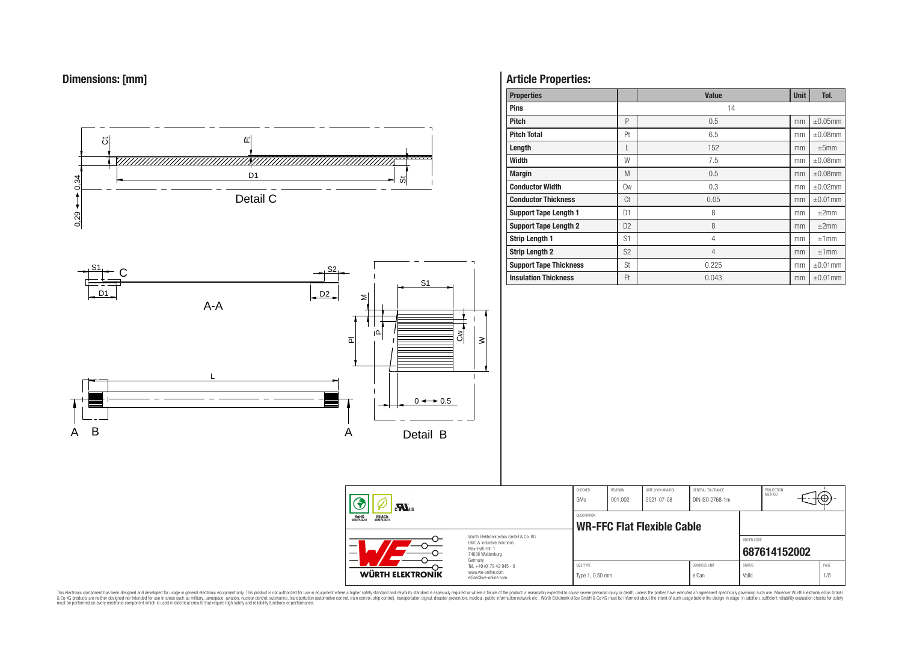## Dimensions: [mm]

Detail C

A-A

Detail B

## Article Properties:

| Properties | | Value | Unit | Tol. |
|---|---|---|---|---|
| Pins | | 14 | | |
| Pitch | P | 0.5 | mm | ±0.05mm |
| Pitch Total | Pt | 6.5 | mm | ±0.08mm |
| Length | L | 152 | mm | ±5mm |
| Width | W | 7.5 | mm | ±0.08mm |
| Margin | M | 0.5 | mm | ±0.08mm |
| Conductor Width | Cw | 0.3 | mm | ±0.02mm |
| Conductor Thickness | Ct | 0.05 | mm | ±0.01mm |
| Support Tape Length 1 | D1 | 8 | mm | ±2mm |
| Support Tape Length 2 | D2 | 8 | mm | ±2mm |
| Strip Length 1 | S1 | 4 | mm | ±1mm |
| Strip Length 2 | S2 | 4 | mm | ±1mm |
| Support Tape Thickness | St | 0.225 | mm | ±0.01mm |
| Insulation Thickness | Ft | 0.043 | mm | ±0.01mm |

| CHECKED | REVISION | DATE (YYYY-MM-DD) | GENERAL TOLERANCE | PROJECTION METHOD |
|---|---|---|---|---|
| GMo | 001.002 | 2021-07-08 | DIN ISO 2768-1m | |

DESCRIPTION: **WR-FFC Flat Flexible Cable**

ORDER CODE: **687614152002**

| SIZE/TYPE | BUSINESS UNIT | STATUS | PAGE |
|---|---|---|---|
| Type 1, 0.50 mm | eiCan | Valid | 1/5 |

Würth Elektronik eiSos GmbH & Co. KG
EMC & Inductive Solutions
Max-Eyth-Str. 1
74638 Waldenburg
Germany
Tel. +49 (0) 79 42 945 - 0
www.we-online.com
eiSos@we-online.com

This electronic component has been designed and developed for usage in general electronic equipment only. This product is not authorized for use in equipment where a higher safety standard and reliability standard is especially required or where a failure of the product is reasonably expected to cause severe personal injury or death, unless the parties have executed an agreement specifically governing such usage. Moreover Würth Elektronik eiSos GmbH & Co KG products are neither designed nor intended for use in areas such as military, aerospace, aviation, nuclear control, submarine, transportation (automotive control, train control, ship control), transportation signal, disaster prevention, medical, public information network etc.. Würth Elektronik eiSos GmbH & Co KG must be informed about the intent of such usage before the design-in stage. In addition, sufficient reliability evaluation checks for safety must be performed on every electronic component which is used in electrical circuits that require high safety and reliability functions or performance.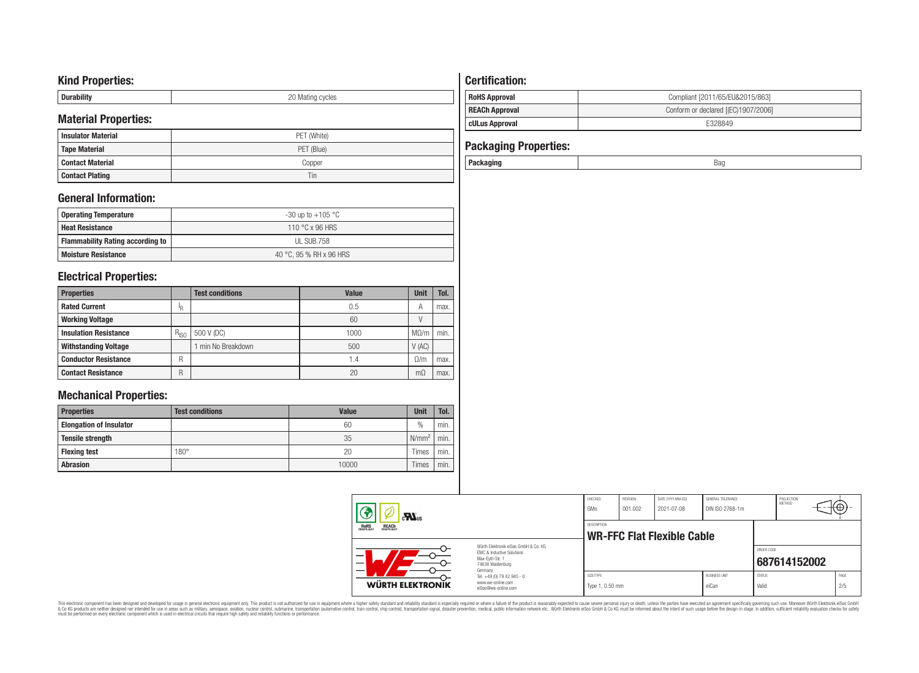## Kind Properties:

| Durability | 20 Mating cycles |
|---|---|

## Material Properties:

| Insulator Material | PET (White) |
|---|---|
| Tape Material | PET (Blue) |
| Contact Material | Copper |
| Contact Plating | Tin |

## General Information:

| Operating Temperature | -30 up to +105 °C |
|---|---|
| Heat Resistance | 110 °C x 96 HRS |
| Flammability Rating according to | UL SUB.758 |
| Moisture Resistance | 40 °C, 95 % RH x 96 HRS |

## Electrical Properties:

| Properties | | Test conditions | Value | Unit | Tol. |
|---|---|---|---|---|---|
| Rated Current | $I_R$ | | 0.5 | A | max. |
| Working Voltage | | | 60 | V | |
| Insulation Resistance | $R_{ISO}$ | 500 V (DC) | 1000 | MΩ/m | min. |
| Withstanding Voltage | | 1 min No Breakdown | 500 | V (AC) | |
| Conductor Resistance | R | | 1.4 | Ω/m | max. |
| Contact Resistance | R | | 20 | mΩ | max. |

## Mechanical Properties:

| Properties | Test conditions | Value | Unit | Tol. |
|---|---|---|---|---|
| Elongation of Insulator | | 60 | % | min. |
| Tensile strength | | 35 | $N/mm^2$ | min. |
| Flexing test | 180° | 20 | Times | min. |
| Abrasion | | 10000 | Times | min. |

## Certification:

| RoHS Approval | Compliant [2011/65/EU&2015/863] |
|---|---|
| REACh Approval | Conform or declared [(EC)1907/2006] |
| cULus Approval | E328849 |

## Packaging Properties:

| Packaging | Bag |
|---|---|

| CHECKED | REVISION | DATE (YYYY-MM-DD) | GENERAL TOLERANCE | PROJECTION METHOD |
|---|---|---|---|---|
| GMo | 001.002 | 2021-07-08 | DIN ISO 2768-1m | |

DESCRIPTION: **WR-FFC Flat Flexible Cable**

ORDER CODE: **687614152002**

| SIZE/TYPE | BUSINESS UNIT | STATUS | PAGE |
|---|---|---|---|
| Type 1, 0.50 mm | eiCan | Valid | 2/5 |

Würth Elektronik eiSos GmbH & Co. KG
EMC & Inductive Solutions
Max-Eyth-Str. 1
74638 Waldenburg
Germany
Tel. +49 (0) 79 42 945 - 0
www.we-online.com
eiSos@we-online.com

WÜRTH ELEKTRONIK

This electronic component has been designed and developed for usage in general electronic equipment only. This product is not authorized for use in equipment where a higher safety standard and reliability standard is especially required or where a failure of the product is reasonably expected to cause severe personal injury or death, unless the parties have executed an agreement specifically governing such use. Moreover Würth Elektronik eiSos GmbH & Co KG products are neither designed nor intended for use in areas such as military, aerospace, aviation, nuclear control, submarine, transportation (automotive control, train control, ship control), transportation signal, disaster prevention, medical, public information network etc.. Würth Elektronik eiSos GmbH & Co KG must be informed about the intent of such usage before the design-in stage. In addition, sufficient reliability evaluation checks for safety must be performed on every electronic component which is used in electrical circuits that require high safety and reliability functions or performance.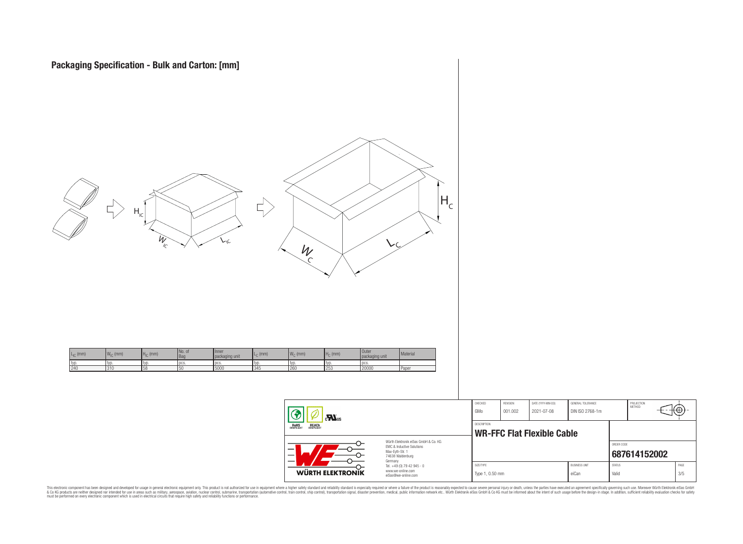# Packaging Specification - Bulk and Carton: [mm]

| $L_{IC}$ (mm) | $W_{IC}$ (mm) | $H_{IC}$ (mm) | No. of Bag | Inner packaging unit | $L_C$ (mm) | $W_C$ (mm) | $H_C$ (mm) | Outer packaging unit | Material |
|---|---|---|---|---|---|---|---|---|---|
| typ. | typ. | typ. | pcs. | pcs. | typ. | typ. | typ. | pcs. | |
| 240 | 310 | 58 | 50 | 5000 | 345 | 260 | 253 | 20000 | Paper |

| CHECKED | REVISION | DATE (YYYY-MM-DD) | GENERAL TOLERANCE | PROJECTION METHOD |
|---|---|---|---|---|
| GMo | 001.002 | 2021-07-08 | DIN ISO 2768-1m | |

DESCRIPTION
**WR-FFC Flat Flexible Cable**

Würth Elektronik eiSos GmbH & Co. KG
EMC & Inductive Solutions
Max-Eyth-Str. 1
74638 Waldenburg
Germany
Tel. +49 (0) 79 42 945 - 0
www.we-online.com
eiSos@we-online.com

ORDER CODE
**687614152002**

| SIZE/TYPE | BUSINESS UNIT | STATUS | PAGE |
|---|---|---|---|
| Type 1, 0.50 mm | eiCan | Valid | 3/5 |

This electronic component has been designed and developed for usage in general electronic equipment only. This product is not authorized for use in equipment where a higher safety standard and reliability standard is especially required or where a failure of the product is reasonably expected to cause severe personal injury or death, unless the parties have executed an agreement specifically governing such use. Moreover Würth Elektronik eiSos GmbH & Co KG products are neither designed nor intended for use in areas such as military, aerospace, aviation, nuclear control, submarine, transportation (automotive control, train control, ship control), transportation signal, disaster prevention, medical, public information network etc.. Würth Elektronik eiSos GmbH & Co KG must be informed about the intent of such usage before the design-in stage. In addition, sufficient reliability evaluation checks for safety must be performed on every electronic component which is used in electrical circuits that require high safety and reliability functions or performance.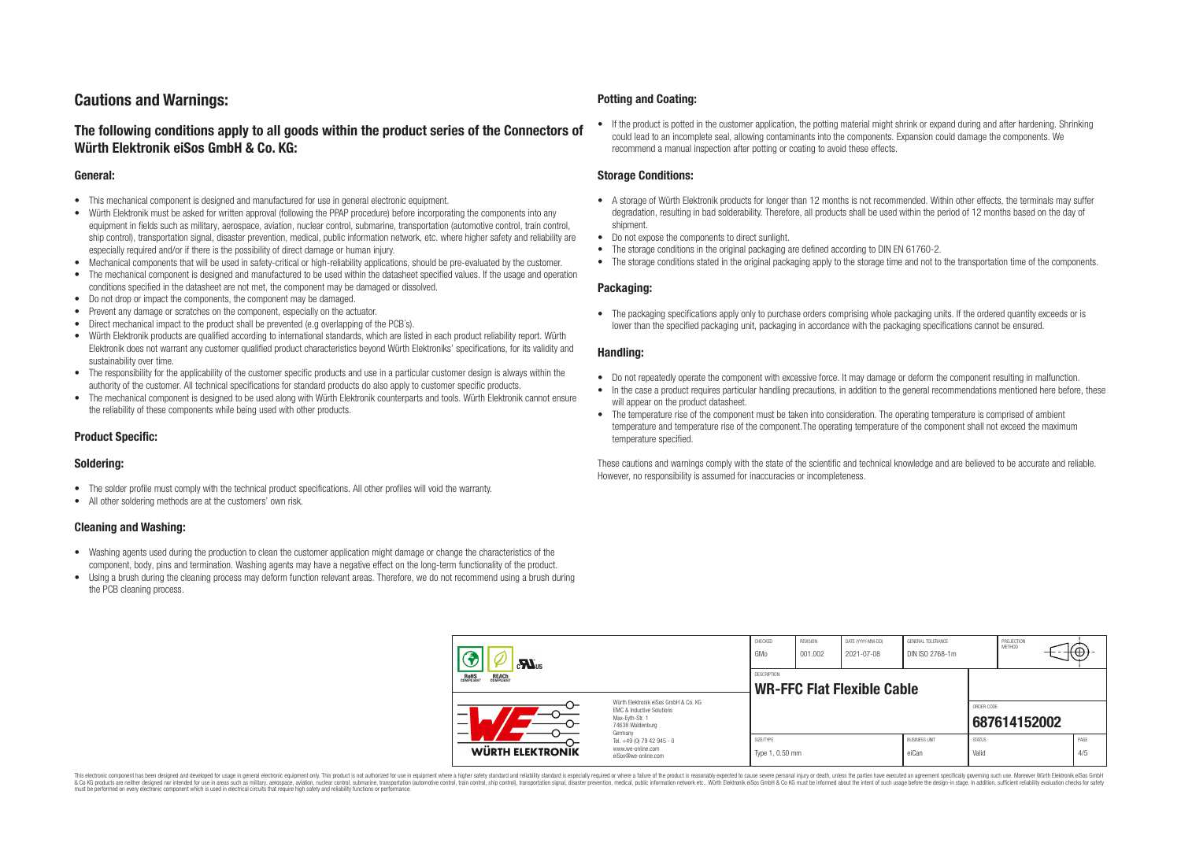# Cautions and Warnings:

## The following conditions apply to all goods within the product series of the Connectors of Würth Elektronik eiSos GmbH & Co. KG:

### General:

- This mechanical component is designed and manufactured for use in general electronic equipment.
- Würth Elektronik must be asked for written approval (following the PPAP procedure) before incorporating the components into any equipment in fields such as military, aerospace, aviation, nuclear control, submarine, transportation (automotive control, train control, ship control), transportation signal, disaster prevention, medical, public information network, etc. where higher safety and reliability are especially required and/or if there is the possibility of direct damage or human injury.
- Mechanical components that will be used in safety-critical or high-reliability applications, should be pre-evaluated by the customer.
- The mechanical component is designed and manufactured to be used within the datasheet specified values. If the usage and operation conditions specified in the datasheet are not met, the component may be damaged or dissolved.
- Do not drop or impact the components, the component may be damaged.
- Prevent any damage or scratches on the component, especially on the actuator.
- Direct mechanical impact to the product shall be prevented (e.g overlapping of the PCB´s).
- Würth Elektronik products are qualified according to international standards, which are listed in each product reliability report. Würth Elektronik does not warrant any customer qualified product characteristics beyond Würth Elektroniks' specifications, for its validity and sustainability over time.
- The responsibility for the applicability of the customer specific products and use in a particular customer design is always within the authority of the customer. All technical specifications for standard products do also apply to customer specific products.
- The mechanical component is designed to be used along with Würth Elektronik counterparts and tools. Würth Elektronik cannot ensure the reliability of these components while being used with other products.

### Product Specific:

### Soldering:

- The solder profile must comply with the technical product specifications. All other profiles will void the warranty.
- All other soldering methods are at the customers' own risk.

### Cleaning and Washing:

- Washing agents used during the production to clean the customer application might damage or change the characteristics of the component, body, pins and termination. Washing agents may have a negative effect on the long-term functionality of the product.
- Using a brush during the cleaning process may deform function relevant areas. Therefore, we do not recommend using a brush during the PCB cleaning process.

### Potting and Coating:

- If the product is potted in the customer application, the potting material might shrink or expand during and after hardening. Shrinking could lead to an incomplete seal, allowing contaminants into the components. Expansion could damage the components. We recommend a manual inspection after potting or coating to avoid these effects.

### Storage Conditions:

- A storage of Würth Elektronik products for longer than 12 months is not recommended. Within other effects, the terminals may suffer degradation, resulting in bad solderability. Therefore, all products shall be used within the period of 12 months based on the day of shipment.
- Do not expose the components to direct sunlight.
- The storage conditions in the original packaging are defined according to DIN EN 61760-2.
- The storage conditions stated in the original packaging apply to the storage time and not to the transportation time of the components.

### Packaging:

- The packaging specifications apply only to purchase orders comprising whole packaging units. If the ordered quantity exceeds or is lower than the specified packaging unit, packaging in accordance with the packaging specifications cannot be ensured.

### Handling:

- Do not repeatedly operate the component with excessive force. It may damage or deform the component resulting in malfunction.
- In the case a product requires particular handling precautions, in addition to the general recommendations mentioned here before, these will appear on the product datasheet.
- The temperature rise of the component must be taken into consideration. The operating temperature is comprised of ambient temperature and temperature rise of the component.The operating temperature of the component shall not exceed the maximum temperature specified.

These cautions and warnings comply with the state of the scientific and technical knowledge and are believed to be accurate and reliable. However, no responsibility is assumed for inaccuracies or incompleteness.

| CHECKED | REVISION | DATE (YYYY-MM-DD) | GENERAL TOLERANCE | PROJECTION METHOD |
|---|---|---|---|---|
| GMo | 001.002 | 2021-07-08 | DIN ISO 2768-1m | |

| DESCRIPTION | ORDER CODE |
|---|---|
| **WR-FFC Flat Flexible Cable** | **687614152002** |

| SIZE/TYPE | BUSINESS UNIT | STATUS | PAGE |
|---|---|---|---|
| Type 1, 0.50 mm | eiCan | Valid | 4/5 |

Würth Elektronik eiSos GmbH & Co. KG
EMC & Inductive Solutions
Max-Eyth-Str. 1
74638 Waldenburg
Germany
Tel. +49 (0) 79 42 945 - 0
www.we-online.com
eiSos@we-online.com

This electronic component has been designed and developed for usage in general electronic equipment only. This product is not authorized for use in equipment where a higher safety standard and reliability standard is especially required or where a failure of the product is reasonably expected to cause severe personal injury or death, unless the parties have executed an agreement specifically governing such use. Moreover Würth Elektronik eiSos GmbH & Co KG products are neither designed nor intended for use in areas such as military, aerospace, aviation, nuclear control, submarine, transportation (automotive control, train control, ship control), transportation signal, disaster prevention, medical, public information network etc.. Würth Elektronik eiSos GmbH & Co KG must be informed about the intent of such usage before the design-in stage. In addition, sufficient reliability evaluation checks for safety must be performed on every electronic component which is used in electrical circuits that require high safety and reliability functions or performance.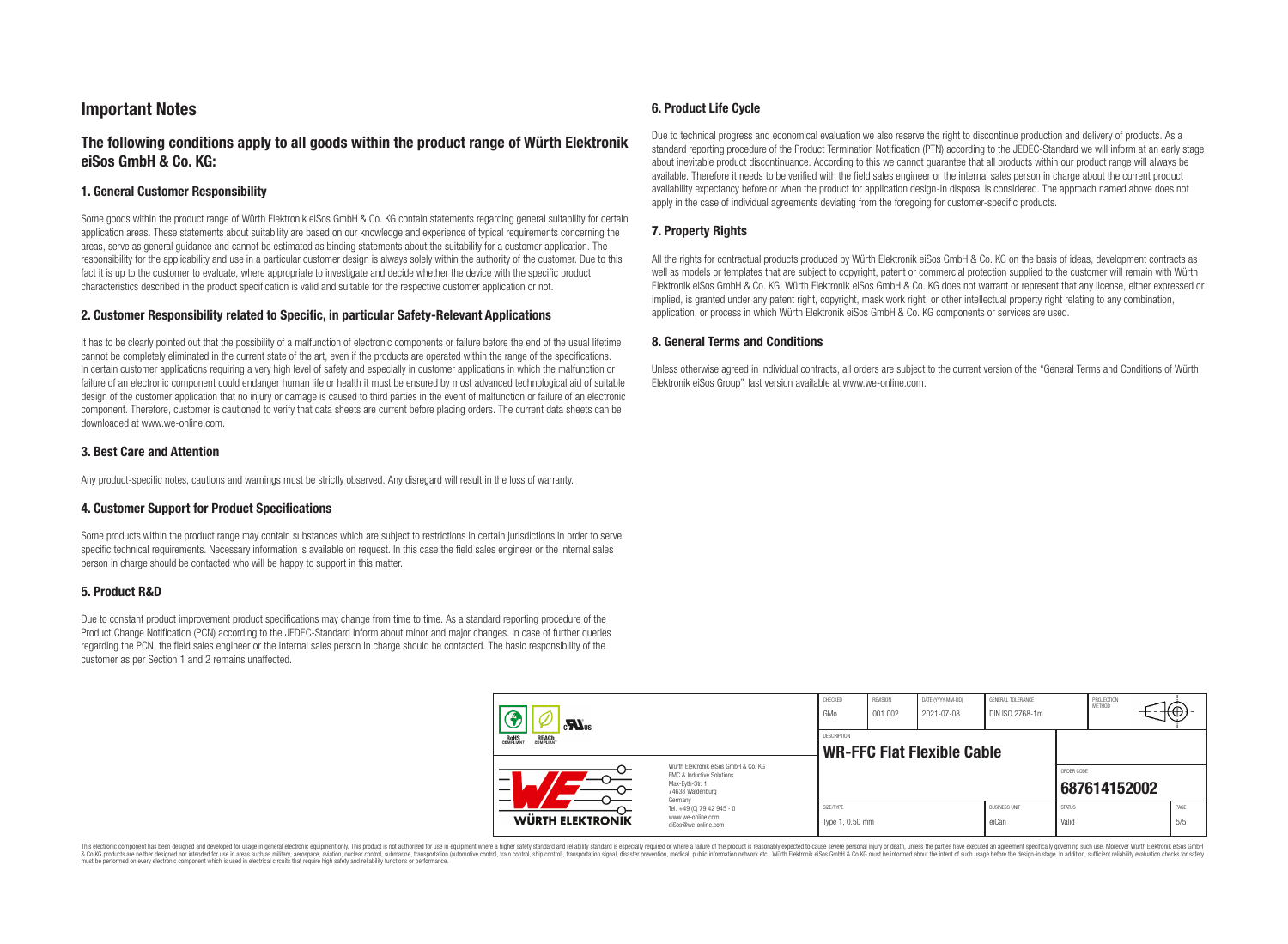# Important Notes

## The following conditions apply to all goods within the product range of Würth Elektronik eiSos GmbH & Co. KG:

### 1. General Customer Responsibility

Some goods within the product range of Würth Elektronik eiSos GmbH & Co. KG contain statements regarding general suitability for certain application areas. These statements about suitability are based on our knowledge and experience of typical requirements concerning the areas, serve as general guidance and cannot be estimated as binding statements about the suitability for a customer application. The responsibility for the applicability and use in a particular customer design is always solely within the authority of the customer. Due to this fact it is up to the customer to evaluate, where appropriate to investigate and decide whether the device with the specific product characteristics described in the product specification is valid and suitable for the respective customer application or not.

### 2. Customer Responsibility related to Specific, in particular Safety-Relevant Applications

It has to be clearly pointed out that the possibility of a malfunction of electronic components or failure before the end of the usual lifetime cannot be completely eliminated in the current state of the art, even if the products are operated within the range of the specifications. In certain customer applications requiring a very high level of safety and especially in customer applications in which the malfunction or failure of an electronic component could endanger human life or health it must be ensured by most advanced technological aid of suitable design of the customer application that no injury or damage is caused to third parties in the event of malfunction or failure of an electronic component. Therefore, customer is cautioned to verify that data sheets are current before placing orders. The current data sheets can be downloaded at www.we-online.com.

### 3. Best Care and Attention

Any product-specific notes, cautions and warnings must be strictly observed. Any disregard will result in the loss of warranty.

### 4. Customer Support for Product Specifications

Some products within the product range may contain substances which are subject to restrictions in certain jurisdictions in order to serve specific technical requirements. Necessary information is available on request. In this case the field sales engineer or the internal sales person in charge should be contacted who will be happy to support in this matter.

### 5. Product R&D

Due to constant product improvement product specifications may change from time to time. As a standard reporting procedure of the Product Change Notification (PCN) according to the JEDEC-Standard inform about minor and major changes. In case of further queries regarding the PCN, the field sales engineer or the internal sales person in charge should be contacted. The basic responsibility of the customer as per Section 1 and 2 remains unaffected.

### 6. Product Life Cycle

Due to technical progress and economical evaluation we also reserve the right to discontinue production and delivery of products. As a standard reporting procedure of the Product Termination Notification (PTN) according to the JEDEC-Standard we will inform at an early stage about inevitable product discontinuance. According to this we cannot guarantee that all products within our product range will always be available. Therefore it needs to be verified with the field sales engineer or the internal sales person in charge about the current product availability expectancy before or when the product for application design-in disposal is considered. The approach named above does not apply in the case of individual agreements deviating from the foregoing for customer-specific products.

### 7. Property Rights

All the rights for contractual products produced by Würth Elektronik eiSos GmbH & Co. KG on the basis of ideas, development contracts as well as models or templates that are subject to copyright, patent or commercial protection supplied to the customer will remain with Würth Elektronik eiSos GmbH & Co. KG. Würth Elektronik eiSos GmbH & Co. KG does not warrant or represent that any license, either expressed or implied, is granted under any patent right, copyright, mask work right, or other intellectual property right relating to any combination, application, or process in which Würth Elektronik eiSos GmbH & Co. KG components or services are used.

### 8. General Terms and Conditions

Unless otherwise agreed in individual contracts, all orders are subject to the current version of the "General Terms and Conditions of Würth Elektronik eiSos Group", last version available at www.we-online.com.

| | | | | | | |
|---|---|---|---|---|---|---|
| CHECKED: GMo | REVISION: 001.002 | DATE (YYYY-MM-DD): 2021-07-08 | GENERAL TOLERANCE: DIN ISO 2768-1m | PROJECTION METHOD | | |
| DESCRIPTION: **WR-FFC Flat Flexible Cable** | | | | | | |
| Würth Elektronik eiSos GmbH & Co. KG, EMC & Inductive Solutions, Max-Eyth-Str. 1, 74638 Waldenburg, Germany, Tel. +49 (0) 79 42 945 - 0, www.we-online.com, eiSos@we-online.com | | | | ORDER CODE: **687614152002** | | |
| SIZE/TYPE: Type 1, 0.50 mm | | | BUSINESS UNIT: eiCan | STATUS: Valid | | PAGE: 5/5 |

This electronic component has been designed and developed for usage in general electronic equipment only. This product is not authorized for use in equipment where a higher safety standard and reliability standard is especially required or where a failure of the product is reasonably expected to cause severe personal injury or death, unless the parties have executed an agreement specifically governing such use. Moreover Würth Elektronik eiSos GmbH & Co KG products are neither designed nor intended for use in areas such as military, aerospace, aviation, nuclear control, submarine, transportation (automotive control, train control, ship control), transportation signal, disaster prevention, medical, public information network etc.. Würth Elektronik eiSos GmbH & Co KG must be informed about the intent of such usage before the design-in stage. In addition, sufficient reliability evaluation checks for safety must be performed on every electronic component which is used in electrical circuits that require high safety and reliability functions or performance.